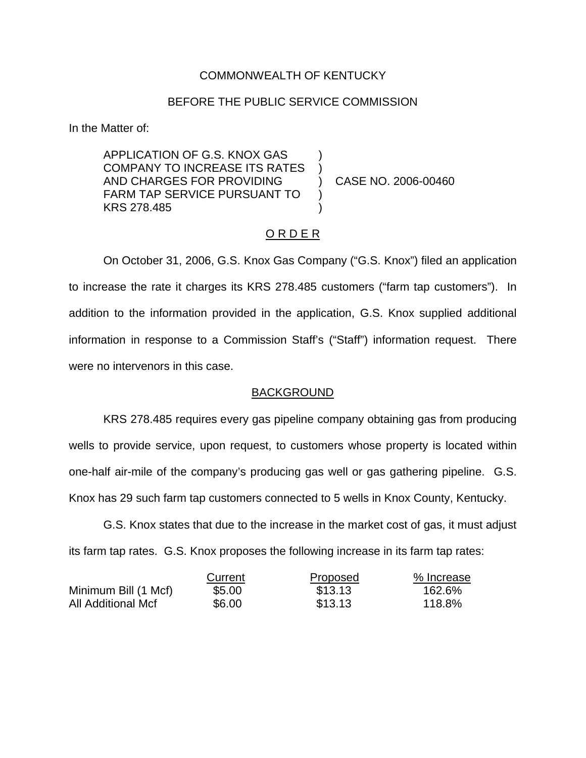COMMONWEALTH OF KENTUCKY

BEFORE THE PUBLIC SERVICE COMMISSION

In the Matter of:

| | | |
|---|---|---|
| APPLICATION OF G.S. KNOX GAS COMPANY TO INCREASE ITS RATES AND CHARGES FOR PROVIDING FARM TAP SERVICE PURSUANT TO KRS 278.485 | ) | CASE NO. 2006-00460 |

## O R D E R

On October 31, 2006, G.S. Knox Gas Company ("G.S. Knox") filed an application to increase the rate it charges its KRS 278.485 customers ("farm tap customers"). In addition to the information provided in the application, G.S. Knox supplied additional information in response to a Commission Staff's ("Staff") information request. There were no intervenors in this case.

## BACKGROUND

KRS 278.485 requires every gas pipeline company obtaining gas from producing wells to provide service, upon request, to customers whose property is located within one-half air-mile of the company's producing gas well or gas gathering pipeline. G.S. Knox has 29 such farm tap customers connected to 5 wells in Knox County, Kentucky.

G.S. Knox states that due to the increase in the market cost of gas, it must adjust its farm tap rates. G.S. Knox proposes the following increase in its farm tap rates:

| | Current | Proposed | % Increase |
|---|---|---|---|
| Minimum Bill (1 Mcf) | $5.00 | $13.13 | 162.6% |
| All Additional Mcf | $6.00 | $13.13 | 118.8% |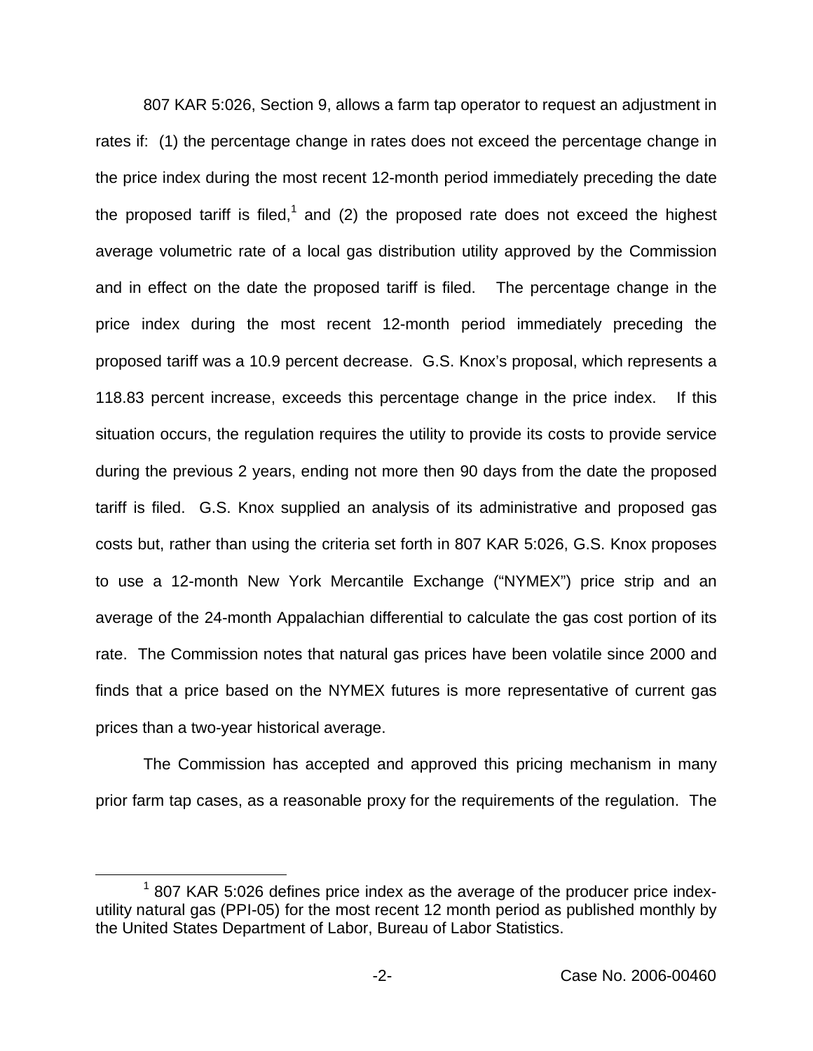807 KAR 5:026, Section 9, allows a farm tap operator to request an adjustment in rates if: (1) the percentage change in rates does not exceed the percentage change in the price index during the most recent 12-month period immediately preceding the date the proposed tariff is filed,[1] and (2) the proposed rate does not exceed the highest average volumetric rate of a local gas distribution utility approved by the Commission and in effect on the date the proposed tariff is filed. The percentage change in the price index during the most recent 12-month period immediately preceding the proposed tariff was a 10.9 percent decrease. G.S. Knox's proposal, which represents a 118.83 percent increase, exceeds this percentage change in the price index. If this situation occurs, the regulation requires the utility to provide its costs to provide service during the previous 2 years, ending not more then 90 days from the date the proposed tariff is filed. G.S. Knox supplied an analysis of its administrative and proposed gas costs but, rather than using the criteria set forth in 807 KAR 5:026, G.S. Knox proposes to use a 12-month New York Mercantile Exchange ("NYMEX") price strip and an average of the 24-month Appalachian differential to calculate the gas cost portion of its rate. The Commission notes that natural gas prices have been volatile since 2000 and finds that a price based on the NYMEX futures is more representative of current gas prices than a two-year historical average.

The Commission has accepted and approved this pricing mechanism in many prior farm tap cases, as a reasonable proxy for the requirements of the regulation. The

[1] 807 KAR 5:026 defines price index as the average of the producer price index-utility natural gas (PPI-05) for the most recent 12 month period as published monthly by the United States Department of Labor, Bureau of Labor Statistics.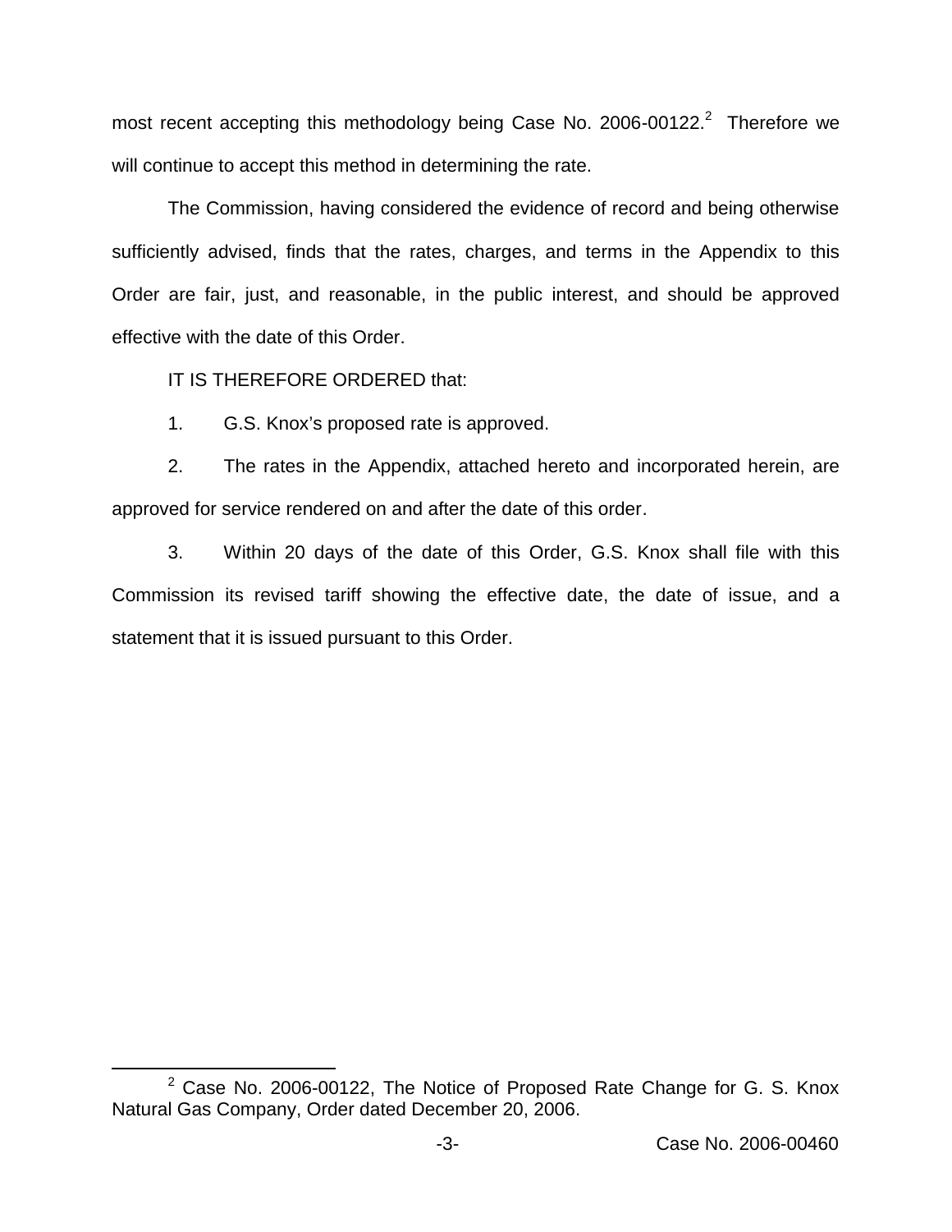most recent accepting this methodology being Case No. 2006-00122.[2] Therefore we will continue to accept this method in determining the rate.

The Commission, having considered the evidence of record and being otherwise sufficiently advised, finds that the rates, charges, and terms in the Appendix to this Order are fair, just, and reasonable, in the public interest, and should be approved effective with the date of this Order.

IT IS THEREFORE ORDERED that:

1. G.S. Knox's proposed rate is approved.

2. The rates in the Appendix, attached hereto and incorporated herein, are approved for service rendered on and after the date of this order.

3. Within 20 days of the date of this Order, G.S. Knox shall file with this Commission its revised tariff showing the effective date, the date of issue, and a statement that it is issued pursuant to this Order.

---

[2] Case No. 2006-00122, The Notice of Proposed Rate Change for G. S. Knox Natural Gas Company, Order dated December 20, 2006.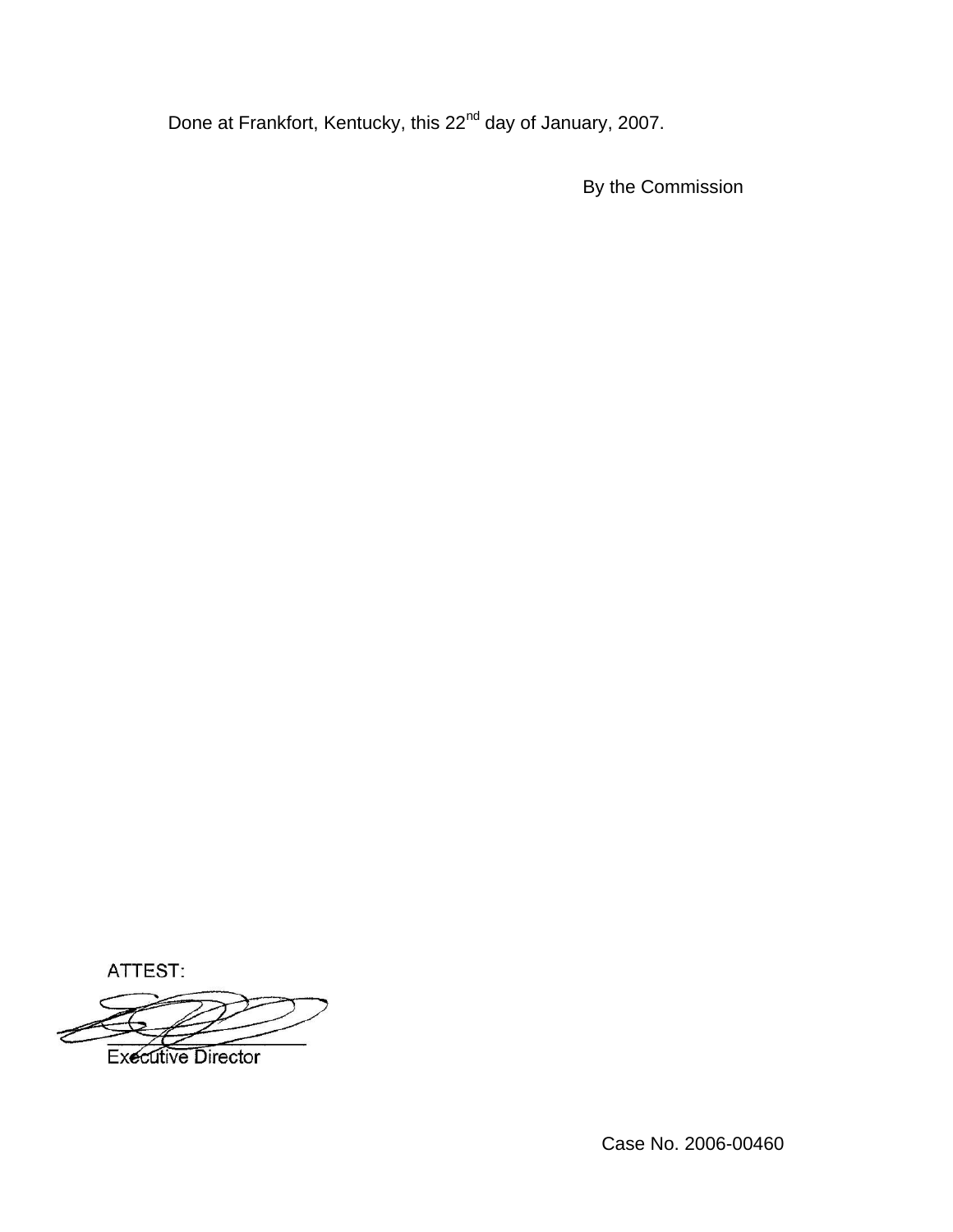Done at Frankfort, Kentucky, this 22nd day of January, 2007.

By the Commission

ATTEST:

Executive Director

Case No. 2006-00460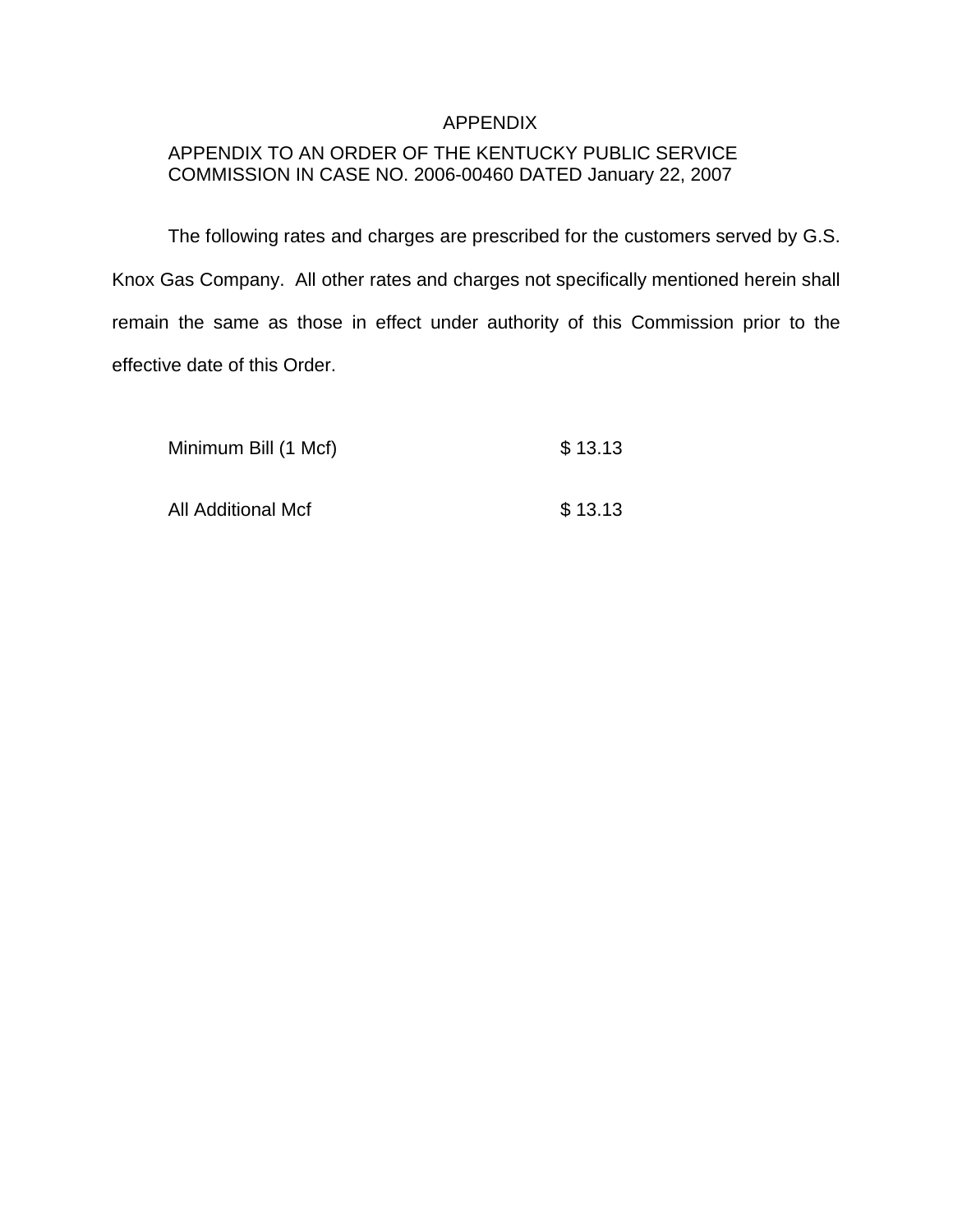# APPENDIX

APPENDIX TO AN ORDER OF THE KENTUCKY PUBLIC SERVICE COMMISSION IN CASE NO. 2006-00460 DATED January 22, 2007

The following rates and charges are prescribed for the customers served by G.S. Knox Gas Company. All other rates and charges not specifically mentioned herein shall remain the same as those in effect under authority of this Commission prior to the effective date of this Order.

| | |
|---|---|
| Minimum Bill (1 Mcf) | $ 13.13 |
| All Additional Mcf | $ 13.13 |